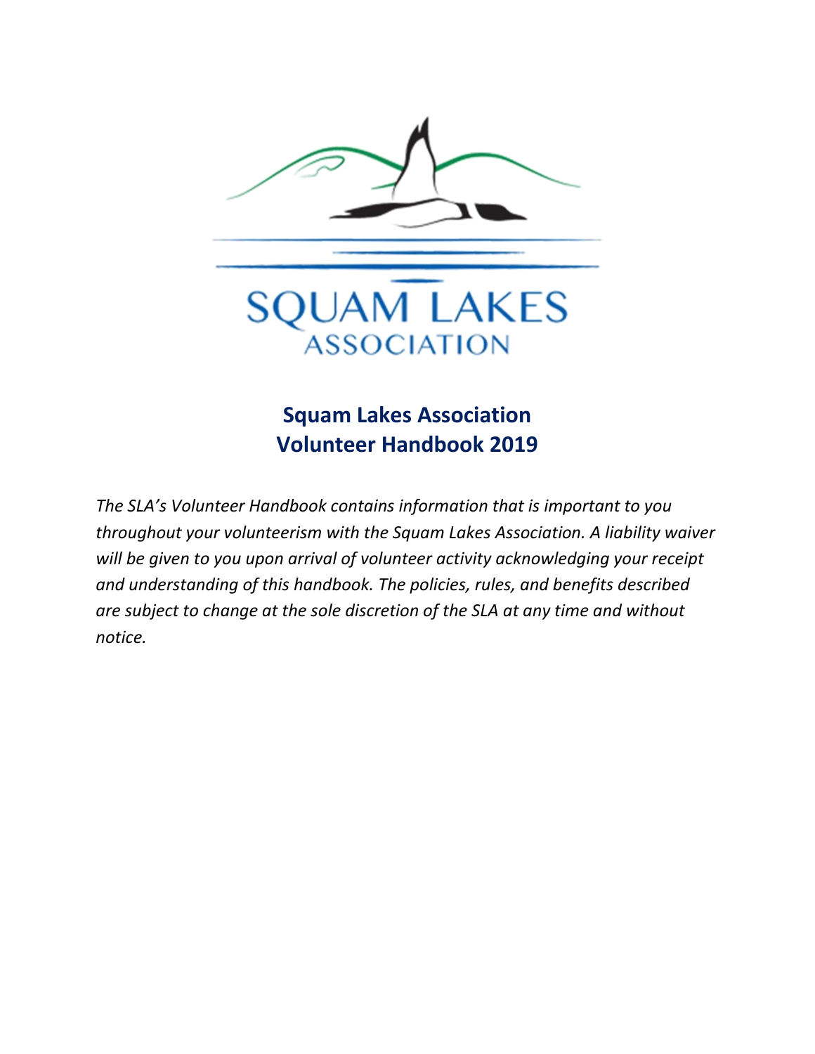# Squam Lakes Association
# Volunteer Handbook 2019

*The SLA's Volunteer Handbook contains information that is important to you throughout your volunteerism with the Squam Lakes Association. A liability waiver will be given to you upon arrival of volunteer activity acknowledging your receipt and understanding of this handbook. The policies, rules, and benefits described are subject to change at the sole discretion of the SLA at any time and without notice.*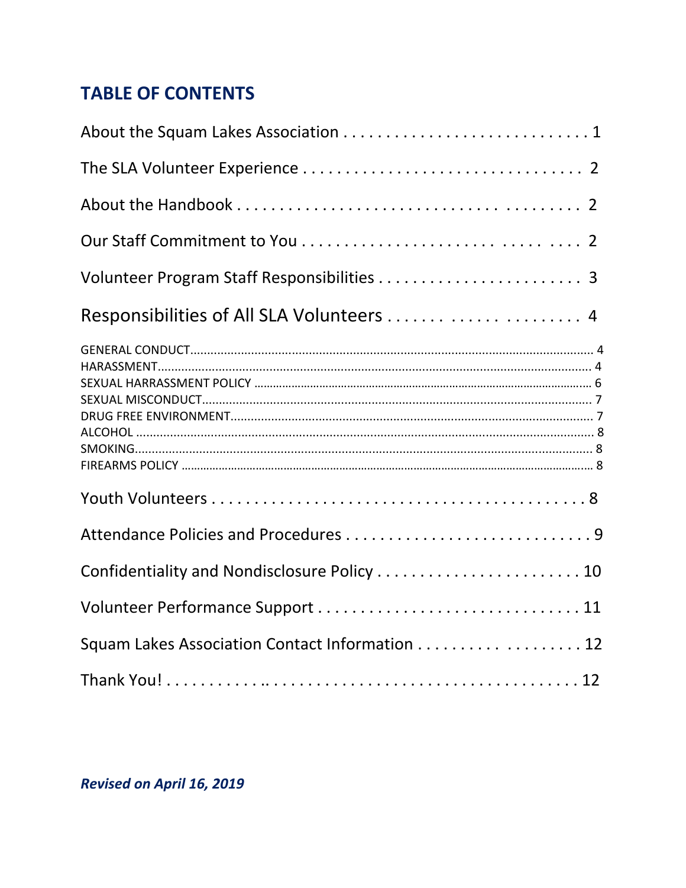## TABLE OF CONTENTS

About the Squam Lakes Association . . . . . . . . . . . . . . . . . . . . . . . . . . . . . 1

The SLA Volunteer Experience . . . . . . . . . . . . . . . . . . . . . . . . . . . . . . . . . 2

About the Handbook . . . . . . . . . . . . . . . . . . . . . . . . . . . . . . . . . . . . . . 2

Our Staff Commitment to You . . . . . . . . . . . . . . . . . . . . . . . . . . . . . . . . 2

Volunteer Program Staff Responsibilities . . . . . . . . . . . . . . . . . . . . . . . . . 3

Responsibilities of All SLA Volunteers . . . . . . . . . . . . . . . . . . . . . . . . . 4

GENERAL CONDUCT.......................................................................................................... 4
HARASSMENT.................................................................................................................. 4
SEXUAL HARRASSMENT POLICY ...................................................................................... 6
SEXUAL MISCONDUCT..................................................................................................... 7
DRUG FREE ENVIRONMENT............................................................................................. 7
ALCOHOL ........................................................................................................................ 8
SMOKING......................................................................................................................... 8
FIREARMS POLICY ........................................................................................................... 8

Youth Volunteers . . . . . . . . . . . . . . . . . . . . . . . . . . . . . . . . . . . . . . . . . 8

Attendance Policies and Procedures . . . . . . . . . . . . . . . . . . . . . . . . . . . . 9

Confidentiality and Nondisclosure Policy . . . . . . . . . . . . . . . . . . . . . . . . 10

Volunteer Performance Support . . . . . . . . . . . . . . . . . . . . . . . . . . . . . . 11

Squam Lakes Association Contact Information . . . . . . . . . . . . . . . . . . . 12

Thank You! . . . . . . . . . . . . . . . . . . . . . . . . . . . . . . . . . . . . . . . . . . . . 12

***Revised on April 16, 2019***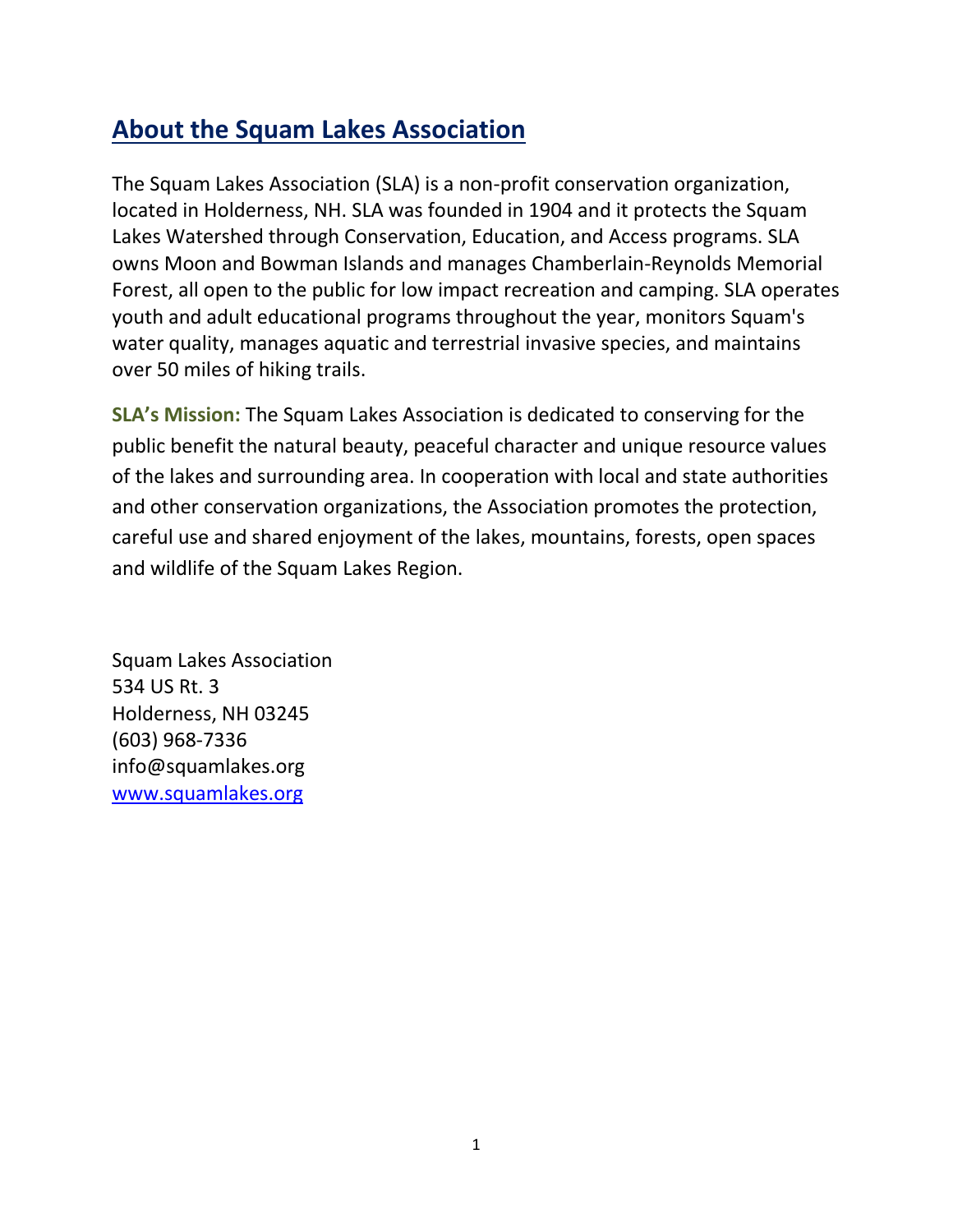## About the Squam Lakes Association

The Squam Lakes Association (SLA) is a non-profit conservation organization, located in Holderness, NH. SLA was founded in 1904 and it protects the Squam Lakes Watershed through Conservation, Education, and Access programs. SLA owns Moon and Bowman Islands and manages Chamberlain-Reynolds Memorial Forest, all open to the public for low impact recreation and camping. SLA operates youth and adult educational programs throughout the year, monitors Squam's water quality, manages aquatic and terrestrial invasive species, and maintains over 50 miles of hiking trails.

**SLA's Mission:** The Squam Lakes Association is dedicated to conserving for the public benefit the natural beauty, peaceful character and unique resource values of the lakes and surrounding area. In cooperation with local and state authorities and other conservation organizations, the Association promotes the protection, careful use and shared enjoyment of the lakes, mountains, forests, open spaces and wildlife of the Squam Lakes Region.

Squam Lakes Association
534 US Rt. 3
Holderness, NH 03245
(603) 968-7336
info@squamlakes.org
[www.squamlakes.org](http://www.squamlakes.org)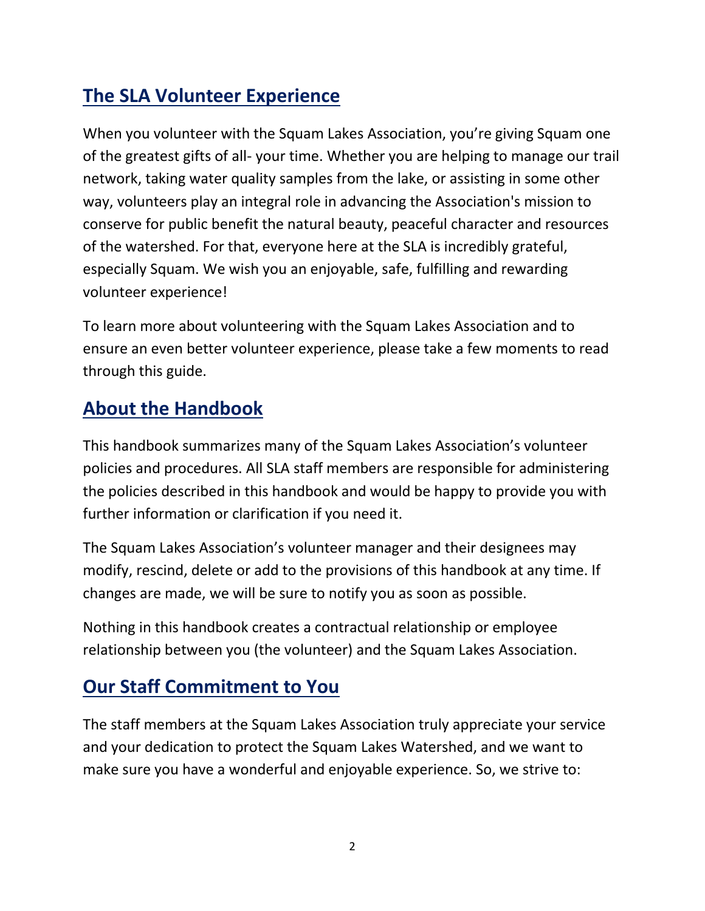## The SLA Volunteer Experience

When you volunteer with the Squam Lakes Association, you're giving Squam one of the greatest gifts of all- your time. Whether you are helping to manage our trail network, taking water quality samples from the lake, or assisting in some other way, volunteers play an integral role in advancing the Association's mission to conserve for public benefit the natural beauty, peaceful character and resources of the watershed. For that, everyone here at the SLA is incredibly grateful, especially Squam. We wish you an enjoyable, safe, fulfilling and rewarding volunteer experience!

To learn more about volunteering with the Squam Lakes Association and to ensure an even better volunteer experience, please take a few moments to read through this guide.

## About the Handbook

This handbook summarizes many of the Squam Lakes Association's volunteer policies and procedures. All SLA staff members are responsible for administering the policies described in this handbook and would be happy to provide you with further information or clarification if you need it.

The Squam Lakes Association's volunteer manager and their designees may modify, rescind, delete or add to the provisions of this handbook at any time. If changes are made, we will be sure to notify you as soon as possible.

Nothing in this handbook creates a contractual relationship or employee relationship between you (the volunteer) and the Squam Lakes Association.

## Our Staff Commitment to You

The staff members at the Squam Lakes Association truly appreciate your service and your dedication to protect the Squam Lakes Watershed, and we want to make sure you have a wonderful and enjoyable experience. So, we strive to: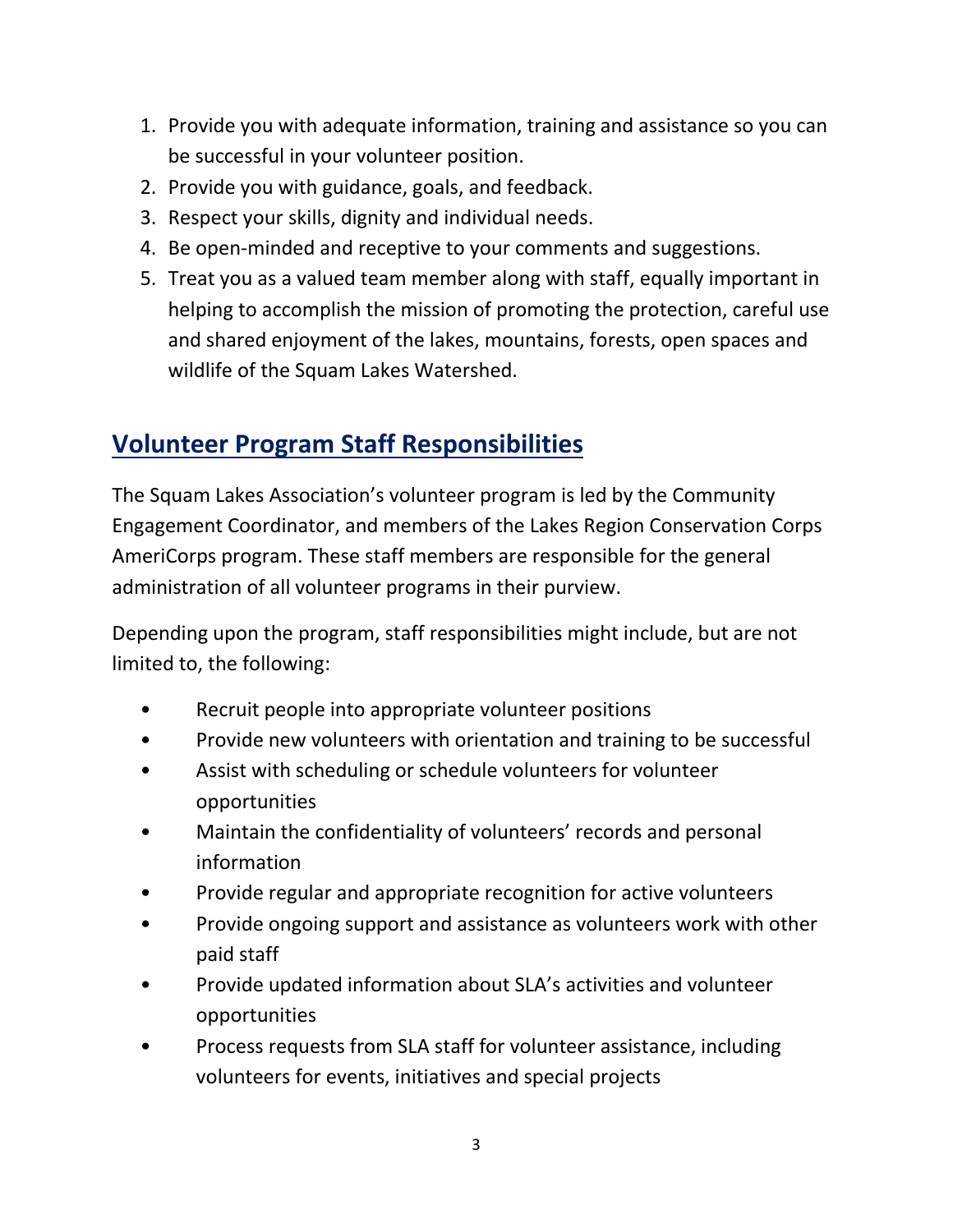1. Provide you with adequate information, training and assistance so you can be successful in your volunteer position.
2. Provide you with guidance, goals, and feedback.
3. Respect your skills, dignity and individual needs.
4. Be open-minded and receptive to your comments and suggestions.
5. Treat you as a valued team member along with staff, equally important in helping to accomplish the mission of promoting the protection, careful use and shared enjoyment of the lakes, mountains, forests, open spaces and wildlife of the Squam Lakes Watershed.

## Volunteer Program Staff Responsibilities

The Squam Lakes Association's volunteer program is led by the Community Engagement Coordinator, and members of the Lakes Region Conservation Corps AmeriCorps program. These staff members are responsible for the general administration of all volunteer programs in their purview.

Depending upon the program, staff responsibilities might include, but are not limited to, the following:

- Recruit people into appropriate volunteer positions
- Provide new volunteers with orientation and training to be successful
- Assist with scheduling or schedule volunteers for volunteer opportunities
- Maintain the confidentiality of volunteers' records and personal information
- Provide regular and appropriate recognition for active volunteers
- Provide ongoing support and assistance as volunteers work with other paid staff
- Provide updated information about SLA's activities and volunteer opportunities
- Process requests from SLA staff for volunteer assistance, including volunteers for events, initiatives and special projects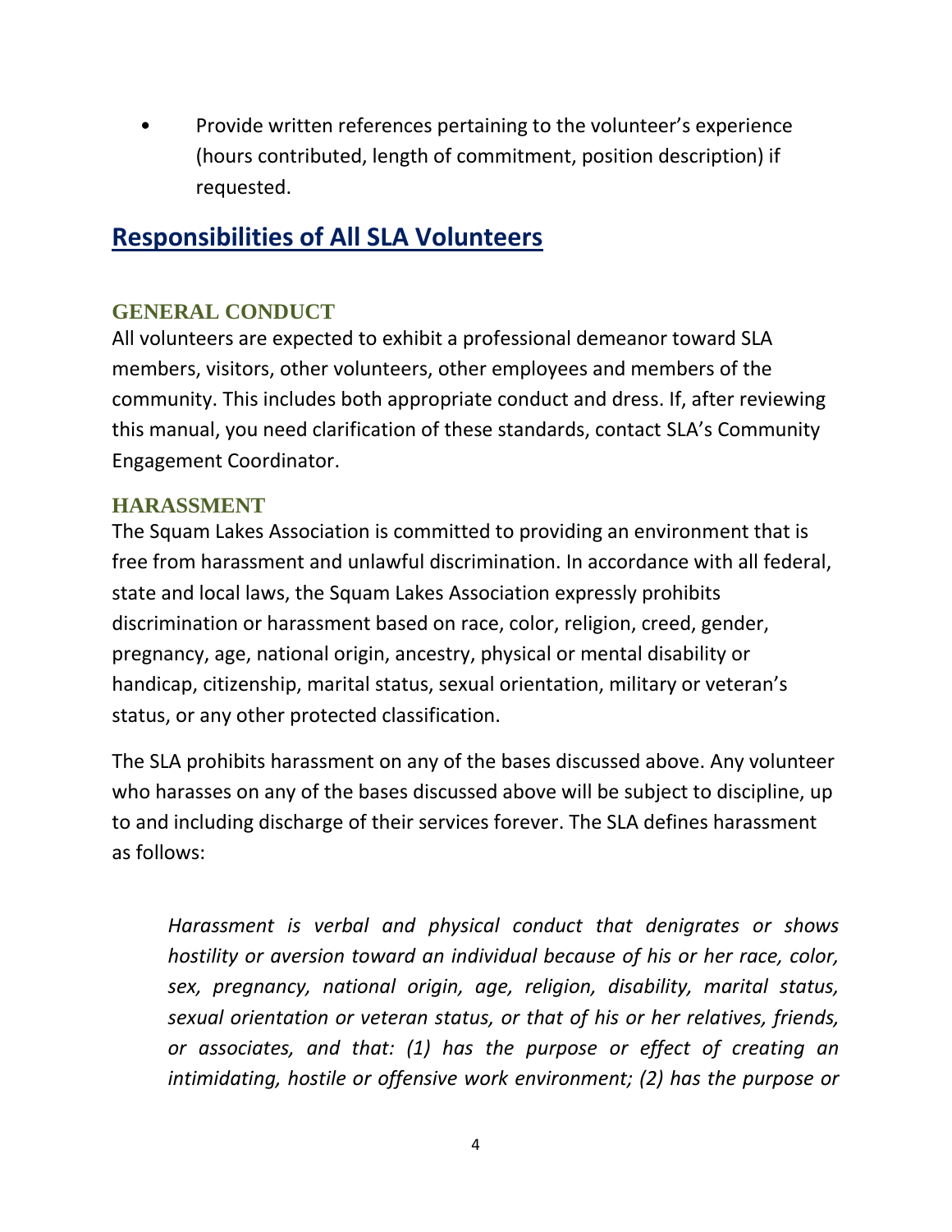- Provide written references pertaining to the volunteer's experience (hours contributed, length of commitment, position description) if requested.

## Responsibilities of All SLA Volunteers

### GENERAL CONDUCT

All volunteers are expected to exhibit a professional demeanor toward SLA members, visitors, other volunteers, other employees and members of the community. This includes both appropriate conduct and dress. If, after reviewing this manual, you need clarification of these standards, contact SLA's Community Engagement Coordinator.

### HARASSMENT

The Squam Lakes Association is committed to providing an environment that is free from harassment and unlawful discrimination. In accordance with all federal, state and local laws, the Squam Lakes Association expressly prohibits discrimination or harassment based on race, color, religion, creed, gender, pregnancy, age, national origin, ancestry, physical or mental disability or handicap, citizenship, marital status, sexual orientation, military or veteran's status, or any other protected classification.

The SLA prohibits harassment on any of the bases discussed above. Any volunteer who harasses on any of the bases discussed above will be subject to discipline, up to and including discharge of their services forever. The SLA defines harassment as follows:

> *Harassment is verbal and physical conduct that denigrates or shows hostility or aversion toward an individual because of his or her race, color, sex, pregnancy, national origin, age, religion, disability, marital status, sexual orientation or veteran status, or that of his or her relatives, friends, or associates, and that: (1) has the purpose or effect of creating an intimidating, hostile or offensive work environment; (2) has the purpose or*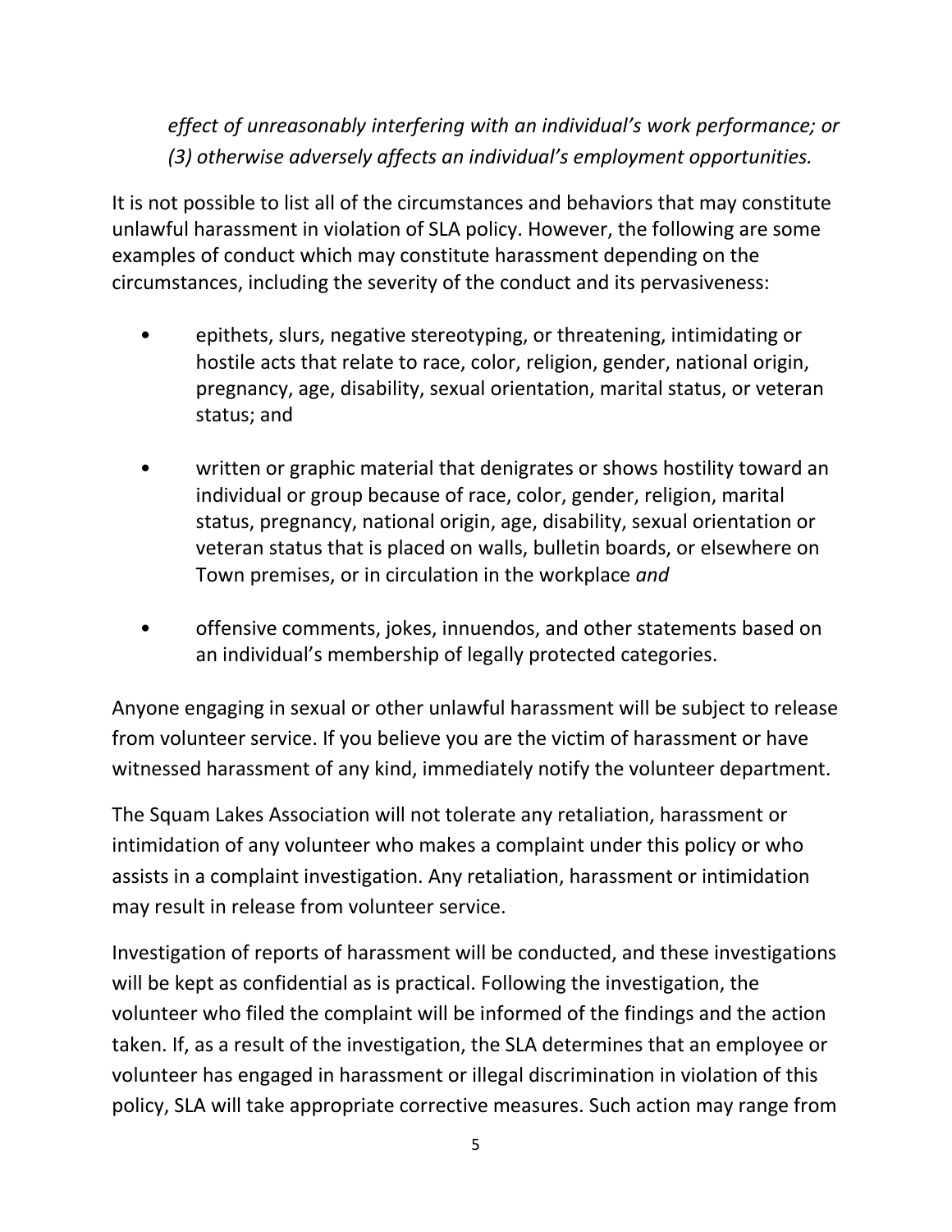*effect of unreasonably interfering with an individual's work performance; or (3) otherwise adversely affects an individual's employment opportunities.*

It is not possible to list all of the circumstances and behaviors that may constitute unlawful harassment in violation of SLA policy. However, the following are some examples of conduct which may constitute harassment depending on the circumstances, including the severity of the conduct and its pervasiveness:

- epithets, slurs, negative stereotyping, or threatening, intimidating or hostile acts that relate to race, color, religion, gender, national origin, pregnancy, age, disability, sexual orientation, marital status, or veteran status; and
- written or graphic material that denigrates or shows hostility toward an individual or group because of race, color, gender, religion, marital status, pregnancy, national origin, age, disability, sexual orientation or veteran status that is placed on walls, bulletin boards, or elsewhere on Town premises, or in circulation in the workplace *and*
- offensive comments, jokes, innuendos, and other statements based on an individual's membership of legally protected categories.

Anyone engaging in sexual or other unlawful harassment will be subject to release from volunteer service. If you believe you are the victim of harassment or have witnessed harassment of any kind, immediately notify the volunteer department.

The Squam Lakes Association will not tolerate any retaliation, harassment or intimidation of any volunteer who makes a complaint under this policy or who assists in a complaint investigation. Any retaliation, harassment or intimidation may result in release from volunteer service.

Investigation of reports of harassment will be conducted, and these investigations will be kept as confidential as is practical. Following the investigation, the volunteer who filed the complaint will be informed of the findings and the action taken. If, as a result of the investigation, the SLA determines that an employee or volunteer has engaged in harassment or illegal discrimination in violation of this policy, SLA will take appropriate corrective measures. Such action may range from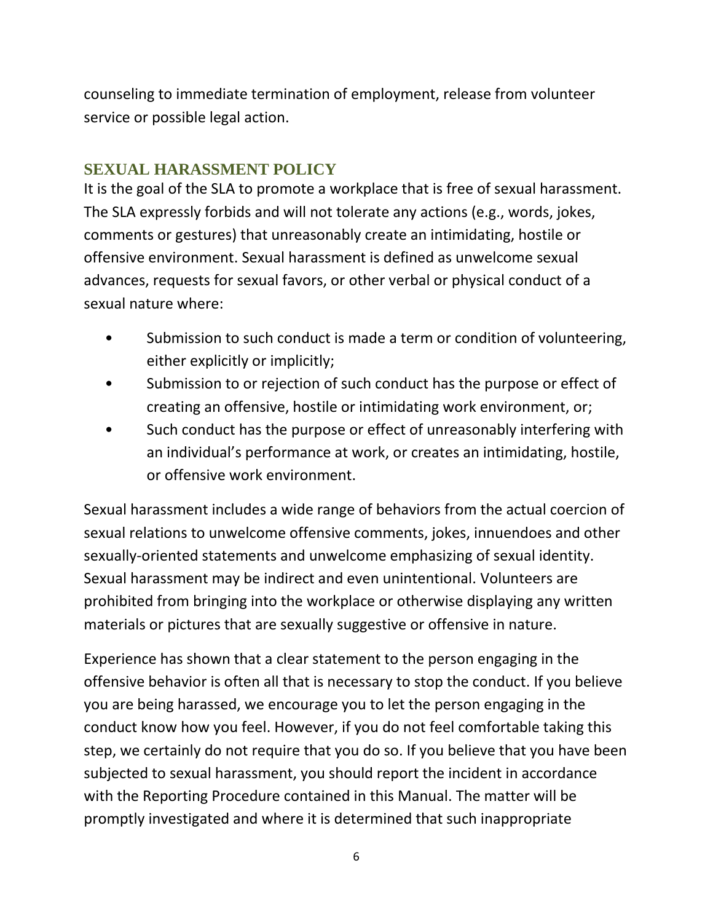counseling to immediate termination of employment, release from volunteer service or possible legal action.

## SEXUAL HARASSMENT POLICY

It is the goal of the SLA to promote a workplace that is free of sexual harassment. The SLA expressly forbids and will not tolerate any actions (e.g., words, jokes, comments or gestures) that unreasonably create an intimidating, hostile or offensive environment. Sexual harassment is defined as unwelcome sexual advances, requests for sexual favors, or other verbal or physical conduct of a sexual nature where:

- Submission to such conduct is made a term or condition of volunteering, either explicitly or implicitly;
- Submission to or rejection of such conduct has the purpose or effect of creating an offensive, hostile or intimidating work environment, or;
- Such conduct has the purpose or effect of unreasonably interfering with an individual's performance at work, or creates an intimidating, hostile, or offensive work environment.

Sexual harassment includes a wide range of behaviors from the actual coercion of sexual relations to unwelcome offensive comments, jokes, innuendoes and other sexually-oriented statements and unwelcome emphasizing of sexual identity. Sexual harassment may be indirect and even unintentional. Volunteers are prohibited from bringing into the workplace or otherwise displaying any written materials or pictures that are sexually suggestive or offensive in nature.

Experience has shown that a clear statement to the person engaging in the offensive behavior is often all that is necessary to stop the conduct. If you believe you are being harassed, we encourage you to let the person engaging in the conduct know how you feel. However, if you do not feel comfortable taking this step, we certainly do not require that you do so. If you believe that you have been subjected to sexual harassment, you should report the incident in accordance with the Reporting Procedure contained in this Manual. The matter will be promptly investigated and where it is determined that such inappropriate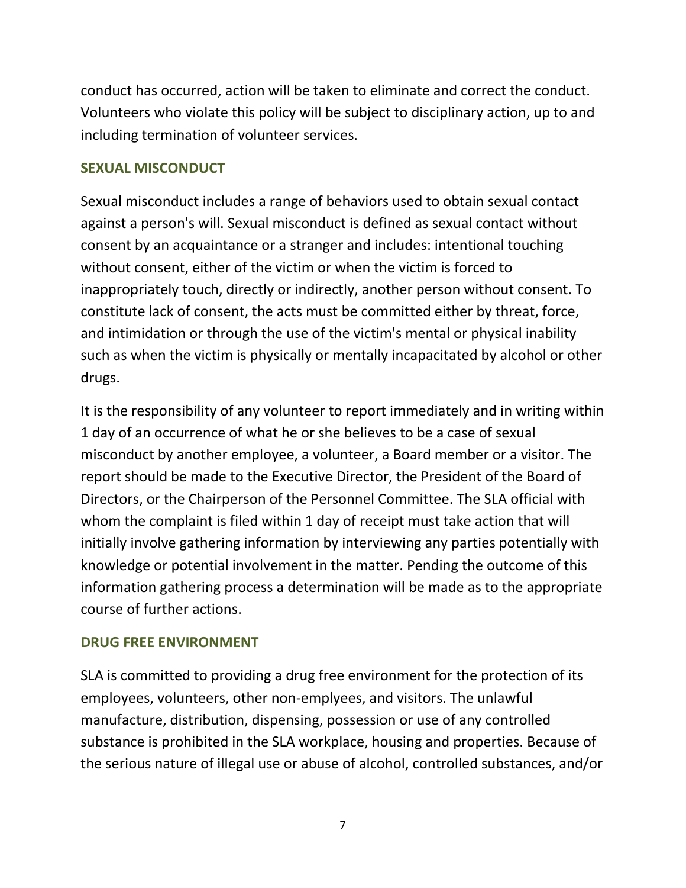conduct has occurred, action will be taken to eliminate and correct the conduct. Volunteers who violate this policy will be subject to disciplinary action, up to and including termination of volunteer services.

## SEXUAL MISCONDUCT

Sexual misconduct includes a range of behaviors used to obtain sexual contact against a person's will. Sexual misconduct is defined as sexual contact without consent by an acquaintance or a stranger and includes: intentional touching without consent, either of the victim or when the victim is forced to inappropriately touch, directly or indirectly, another person without consent. To constitute lack of consent, the acts must be committed either by threat, force, and intimidation or through the use of the victim's mental or physical inability such as when the victim is physically or mentally incapacitated by alcohol or other drugs.

It is the responsibility of any volunteer to report immediately and in writing within 1 day of an occurrence of what he or she believes to be a case of sexual misconduct by another employee, a volunteer, a Board member or a visitor. The report should be made to the Executive Director, the President of the Board of Directors, or the Chairperson of the Personnel Committee. The SLA official with whom the complaint is filed within 1 day of receipt must take action that will initially involve gathering information by interviewing any parties potentially with knowledge or potential involvement in the matter. Pending the outcome of this information gathering process a determination will be made as to the appropriate course of further actions.

## DRUG FREE ENVIRONMENT

SLA is committed to providing a drug free environment for the protection of its employees, volunteers, other non-emplyees, and visitors. The unlawful manufacture, distribution, dispensing, possession or use of any controlled substance is prohibited in the SLA workplace, housing and properties. Because of the serious nature of illegal use or abuse of alcohol, controlled substances, and/or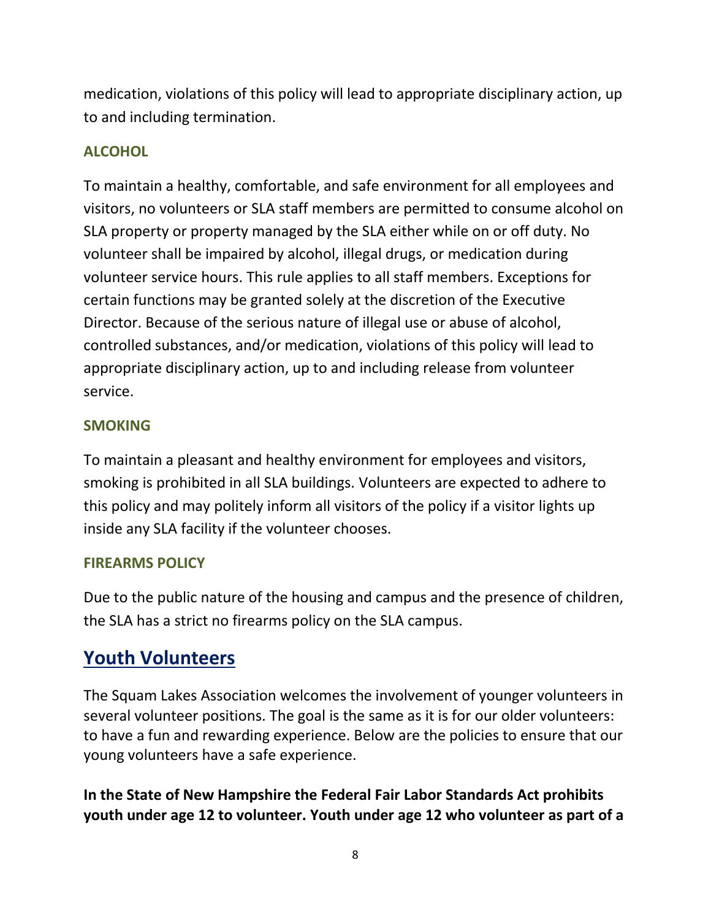medication, violations of this policy will lead to appropriate disciplinary action, up to and including termination.

### ALCOHOL

To maintain a healthy, comfortable, and safe environment for all employees and visitors, no volunteers or SLA staff members are permitted to consume alcohol on SLA property or property managed by the SLA either while on or off duty. No volunteer shall be impaired by alcohol, illegal drugs, or medication during volunteer service hours. This rule applies to all staff members. Exceptions for certain functions may be granted solely at the discretion of the Executive Director. Because of the serious nature of illegal use or abuse of alcohol, controlled substances, and/or medication, violations of this policy will lead to appropriate disciplinary action, up to and including release from volunteer service.

### SMOKING

To maintain a pleasant and healthy environment for employees and visitors, smoking is prohibited in all SLA buildings. Volunteers are expected to adhere to this policy and may politely inform all visitors of the policy if a visitor lights up inside any SLA facility if the volunteer chooses.

### FIREARMS POLICY

Due to the public nature of the housing and campus and the presence of children, the SLA has a strict no firearms policy on the SLA campus.

## Youth Volunteers

The Squam Lakes Association welcomes the involvement of younger volunteers in several volunteer positions. The goal is the same as it is for our older volunteers: to have a fun and rewarding experience. Below are the policies to ensure that our young volunteers have a safe experience.

**In the State of New Hampshire the Federal Fair Labor Standards Act prohibits youth under age 12 to volunteer. Youth under age 12 who volunteer as part of a**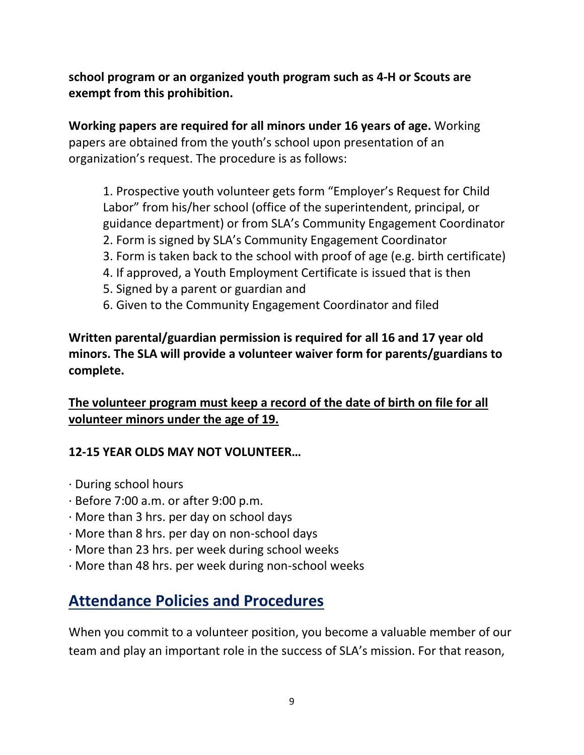**school program or an organized youth program such as 4-H or Scouts are exempt from this prohibition.**

**Working papers are required for all minors under 16 years of age.** Working papers are obtained from the youth's school upon presentation of an organization's request. The procedure is as follows:

1. Prospective youth volunteer gets form "Employer's Request for Child Labor" from his/her school (office of the superintendent, principal, or guidance department) or from SLA's Community Engagement Coordinator
2. Form is signed by SLA's Community Engagement Coordinator
3. Form is taken back to the school with proof of age (e.g. birth certificate)
4. If approved, a Youth Employment Certificate is issued that is then
5. Signed by a parent or guardian and
6. Given to the Community Engagement Coordinator and filed

**Written parental/guardian permission is required for all 16 and 17 year old minors. The SLA will provide a volunteer waiver form for parents/guardians to complete.**

<u>**The volunteer program must keep a record of the date of birth on file for all volunteer minors under the age of 19.**</u>

**12-15 YEAR OLDS MAY NOT VOLUNTEER…**

· During school hours
· Before 7:00 a.m. or after 9:00 p.m.
· More than 3 hrs. per day on school days
· More than 8 hrs. per day on non-school days
· More than 23 hrs. per week during school weeks
· More than 48 hrs. per week during non-school weeks

## Attendance Policies and Procedures

When you commit to a volunteer position, you become a valuable member of our team and play an important role in the success of SLA's mission. For that reason,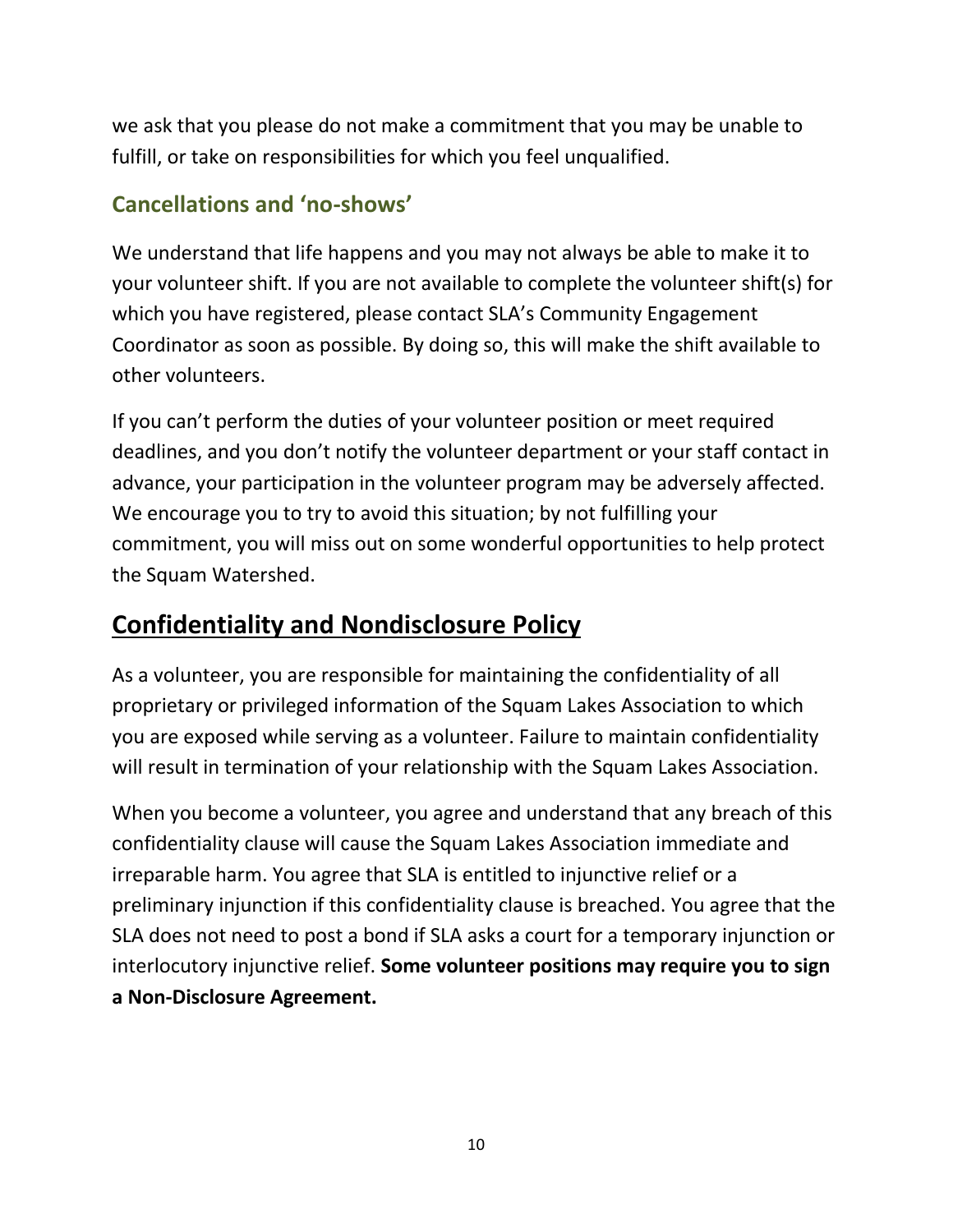we ask that you please do not make a commitment that you may be unable to fulfill, or take on responsibilities for which you feel unqualified.

### Cancellations and 'no-shows'

We understand that life happens and you may not always be able to make it to your volunteer shift. If you are not available to complete the volunteer shift(s) for which you have registered, please contact SLA's Community Engagement Coordinator as soon as possible. By doing so, this will make the shift available to other volunteers.

If you can't perform the duties of your volunteer position or meet required deadlines, and you don't notify the volunteer department or your staff contact in advance, your participation in the volunteer program may be adversely affected. We encourage you to try to avoid this situation; by not fulfilling your commitment, you will miss out on some wonderful opportunities to help protect the Squam Watershed.

## Confidentiality and Nondisclosure Policy

As a volunteer, you are responsible for maintaining the confidentiality of all proprietary or privileged information of the Squam Lakes Association to which you are exposed while serving as a volunteer. Failure to maintain confidentiality will result in termination of your relationship with the Squam Lakes Association.

When you become a volunteer, you agree and understand that any breach of this confidentiality clause will cause the Squam Lakes Association immediate and irreparable harm. You agree that SLA is entitled to injunctive relief or a preliminary injunction if this confidentiality clause is breached. You agree that the SLA does not need to post a bond if SLA asks a court for a temporary injunction or interlocutory injunctive relief. **Some volunteer positions may require you to sign a Non-Disclosure Agreement.**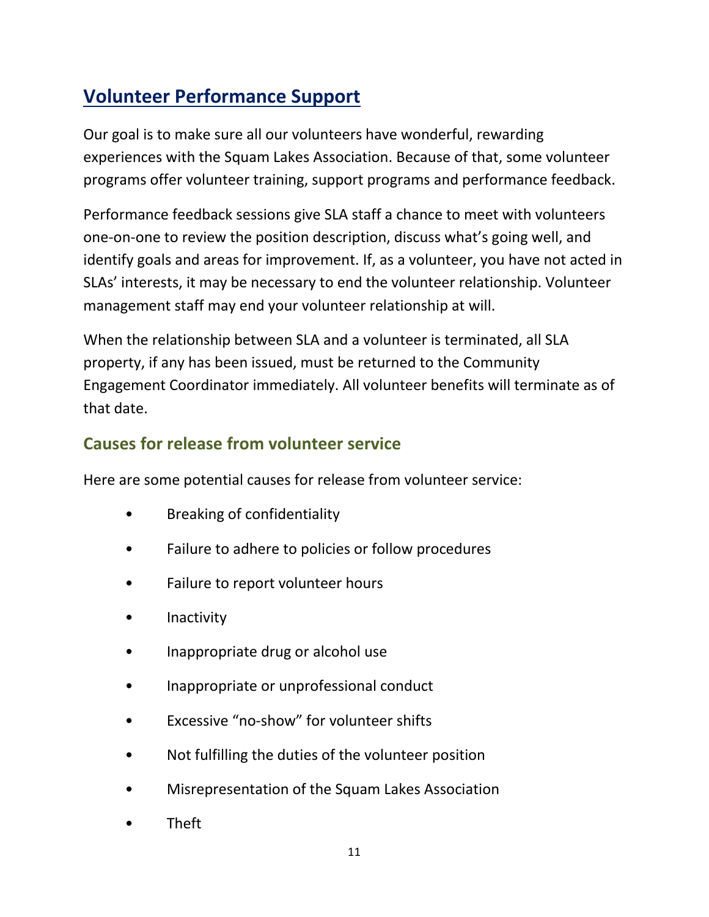## Volunteer Performance Support

Our goal is to make sure all our volunteers have wonderful, rewarding experiences with the Squam Lakes Association. Because of that, some volunteer programs offer volunteer training, support programs and performance feedback.

Performance feedback sessions give SLA staff a chance to meet with volunteers one-on-one to review the position description, discuss what's going well, and identify goals and areas for improvement. If, as a volunteer, you have not acted in SLAs' interests, it may be necessary to end the volunteer relationship. Volunteer management staff may end your volunteer relationship at will.

When the relationship between SLA and a volunteer is terminated, all SLA property, if any has been issued, must be returned to the Community Engagement Coordinator immediately. All volunteer benefits will terminate as of that date.

### Causes for release from volunteer service

Here are some potential causes for release from volunteer service:

- Breaking of confidentiality
- Failure to adhere to policies or follow procedures
- Failure to report volunteer hours
- Inactivity
- Inappropriate drug or alcohol use
- Inappropriate or unprofessional conduct
- Excessive "no-show" for volunteer shifts
- Not fulfilling the duties of the volunteer position
- Misrepresentation of the Squam Lakes Association
- Theft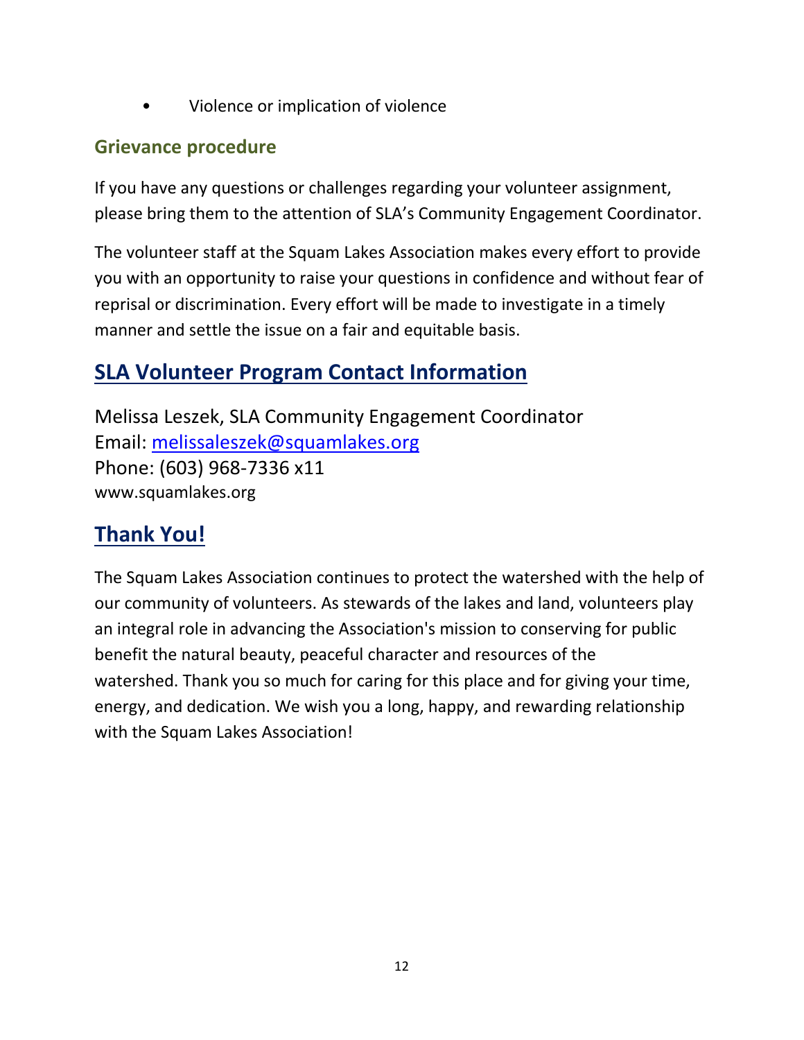- Violence or implication of violence

### Grievance procedure

If you have any questions or challenges regarding your volunteer assignment, please bring them to the attention of SLA's Community Engagement Coordinator.

The volunteer staff at the Squam Lakes Association makes every effort to provide you with an opportunity to raise your questions in confidence and without fear of reprisal or discrimination. Every effort will be made to investigate in a timely manner and settle the issue on a fair and equitable basis.

## SLA Volunteer Program Contact Information

Melissa Leszek, SLA Community Engagement Coordinator
Email: melissaleszek@squamlakes.org
Phone: (603) 968-7336 x11
www.squamlakes.org

## Thank You!

The Squam Lakes Association continues to protect the watershed with the help of our community of volunteers. As stewards of the lakes and land, volunteers play an integral role in advancing the Association's mission to conserving for public benefit the natural beauty, peaceful character and resources of the watershed. Thank you so much for caring for this place and for giving your time, energy, and dedication. We wish you a long, happy, and rewarding relationship with the Squam Lakes Association!